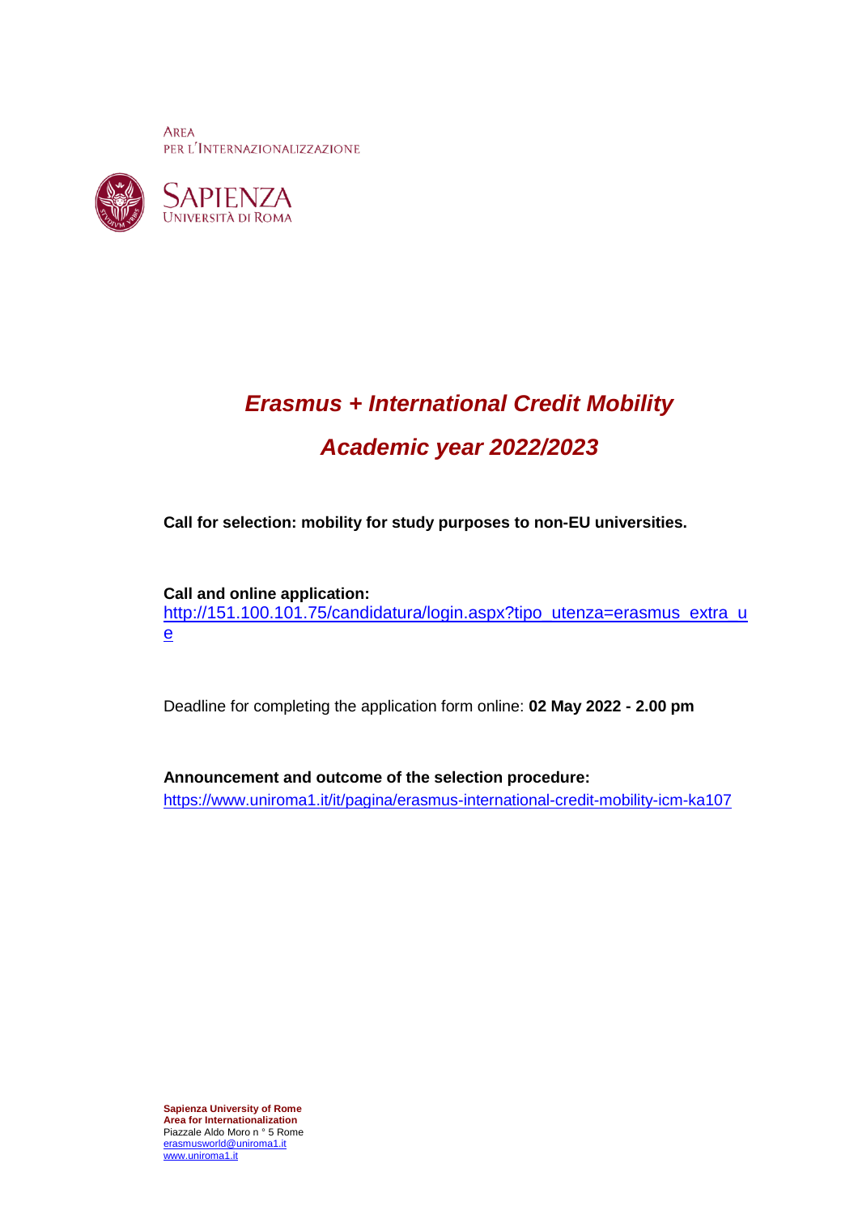AREA
PER L'INTERNAZIONALIZZAZIONE

SAPIENZA
UNIVERSITÀ DI ROMA

# *Erasmus + International Credit Mobility*

# *Academic year 2022/2023*

**Call for selection: mobility for study purposes to non-EU universities.**

**Call and online application:**
http://151.100.101.75/candidatura/login.aspx?tipo_utenza=erasmus_extra_ue

Deadline for completing the application form online: **02 May 2022 - 2.00 pm**

**Announcement and outcome of the selection procedure:**
https://www.uniroma1.it/it/pagina/erasmus-international-credit-mobility-icm-ka107

**Sapienza University of Rome**
**Area for Internationalization**
Piazzale Aldo Moro n ° 5 Rome
erasmusworld@uniroma1.it
www.uniroma1.it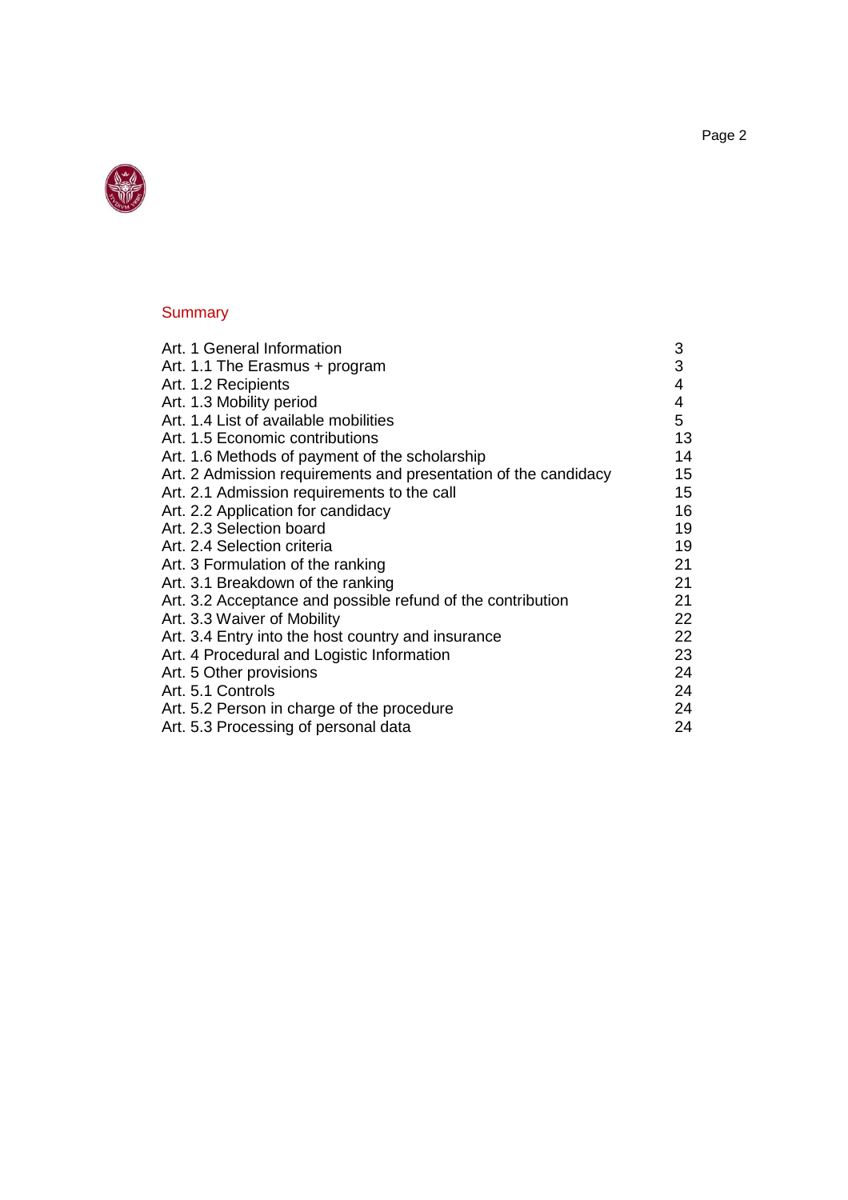## Summary

| | |
|---|---|
| Art. 1 General Information | 3 |
| Art. 1.1 The Erasmus + program | 3 |
| Art. 1.2 Recipients | 4 |
| Art. 1.3 Mobility period | 4 |
| Art. 1.4 List of available mobilities | 5 |
| Art. 1.5 Economic contributions | 13 |
| Art. 1.6 Methods of payment of the scholarship | 14 |
| Art. 2 Admission requirements and presentation of the candidacy | 15 |
| Art. 2.1 Admission requirements to the call | 15 |
| Art. 2.2 Application for candidacy | 16 |
| Art. 2.3 Selection board | 19 |
| Art. 2.4 Selection criteria | 19 |
| Art. 3 Formulation of the ranking | 21 |
| Art. 3.1 Breakdown of the ranking | 21 |
| Art. 3.2 Acceptance and possible refund of the contribution | 21 |
| Art. 3.3 Waiver of Mobility | 22 |
| Art. 3.4 Entry into the host country and insurance | 22 |
| Art. 4 Procedural and Logistic Information | 23 |
| Art. 5 Other provisions | 24 |
| Art. 5.1 Controls | 24 |
| Art. 5.2 Person in charge of the procedure | 24 |
| Art. 5.3 Processing of personal data | 24 |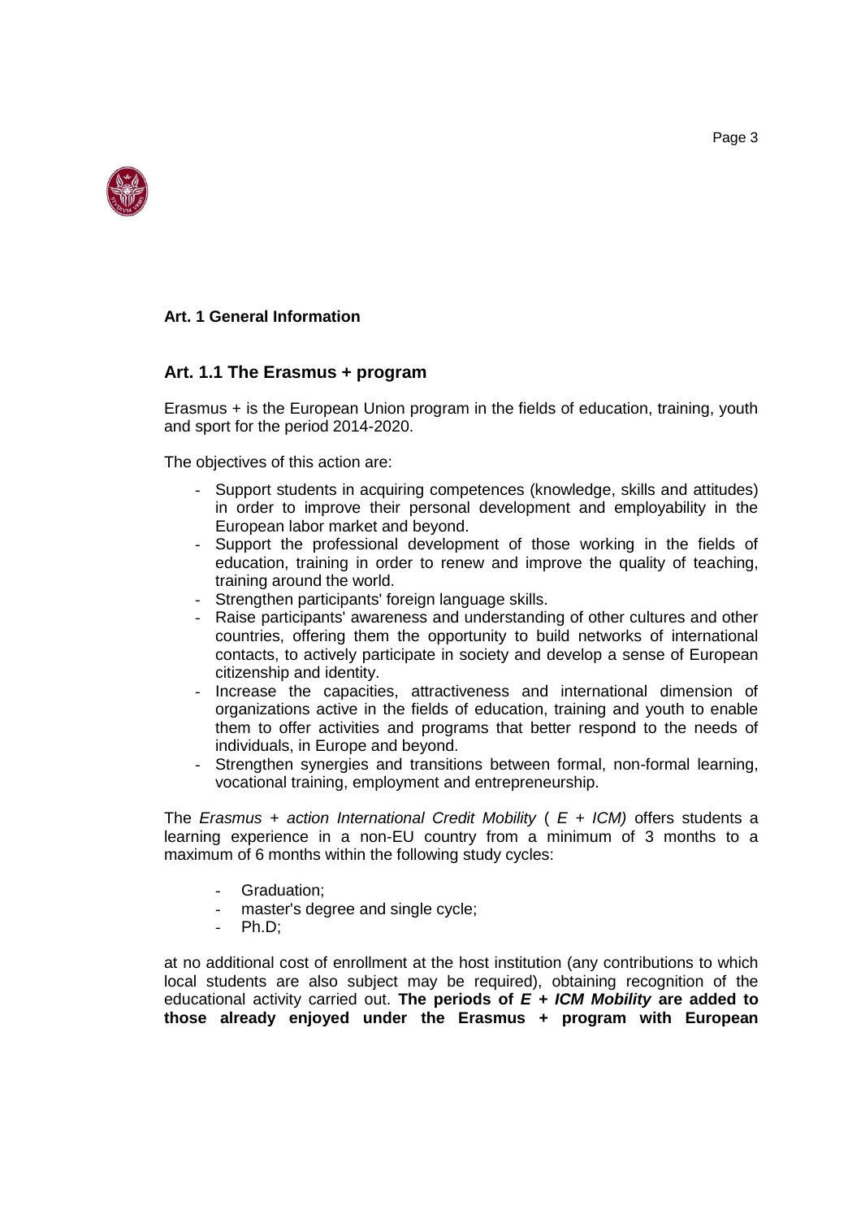## Art. 1 General Information

### Art. 1.1 The Erasmus + program

Erasmus + is the European Union program in the fields of education, training, youth and sport for the period 2014-2020.

The objectives of this action are:

- Support students in acquiring competences (knowledge, skills and attitudes) in order to improve their personal development and employability in the European labor market and beyond.
- Support the professional development of those working in the fields of education, training in order to renew and improve the quality of teaching, training around the world.
- Strengthen participants' foreign language skills.
- Raise participants' awareness and understanding of other cultures and other countries, offering them the opportunity to build networks of international contacts, to actively participate in society and develop a sense of European citizenship and identity.
- Increase the capacities, attractiveness and international dimension of organizations active in the fields of education, training and youth to enable them to offer activities and programs that better respond to the needs of individuals, in Europe and beyond.
- Strengthen synergies and transitions between formal, non-formal learning, vocational training, employment and entrepreneurship.

The *Erasmus + action International Credit Mobility* ( *E + ICM)* offers students a learning experience in a non-EU country from a minimum of 3 months to a maximum of 6 months within the following study cycles:

- Graduation;
- master's degree and single cycle;
- Ph.D;

at no additional cost of enrollment at the host institution (any contributions to which local students are also subject may be required), obtaining recognition of the educational activity carried out. **The periods of *E + ICM Mobility* are added to those already enjoyed under the Erasmus + program with European**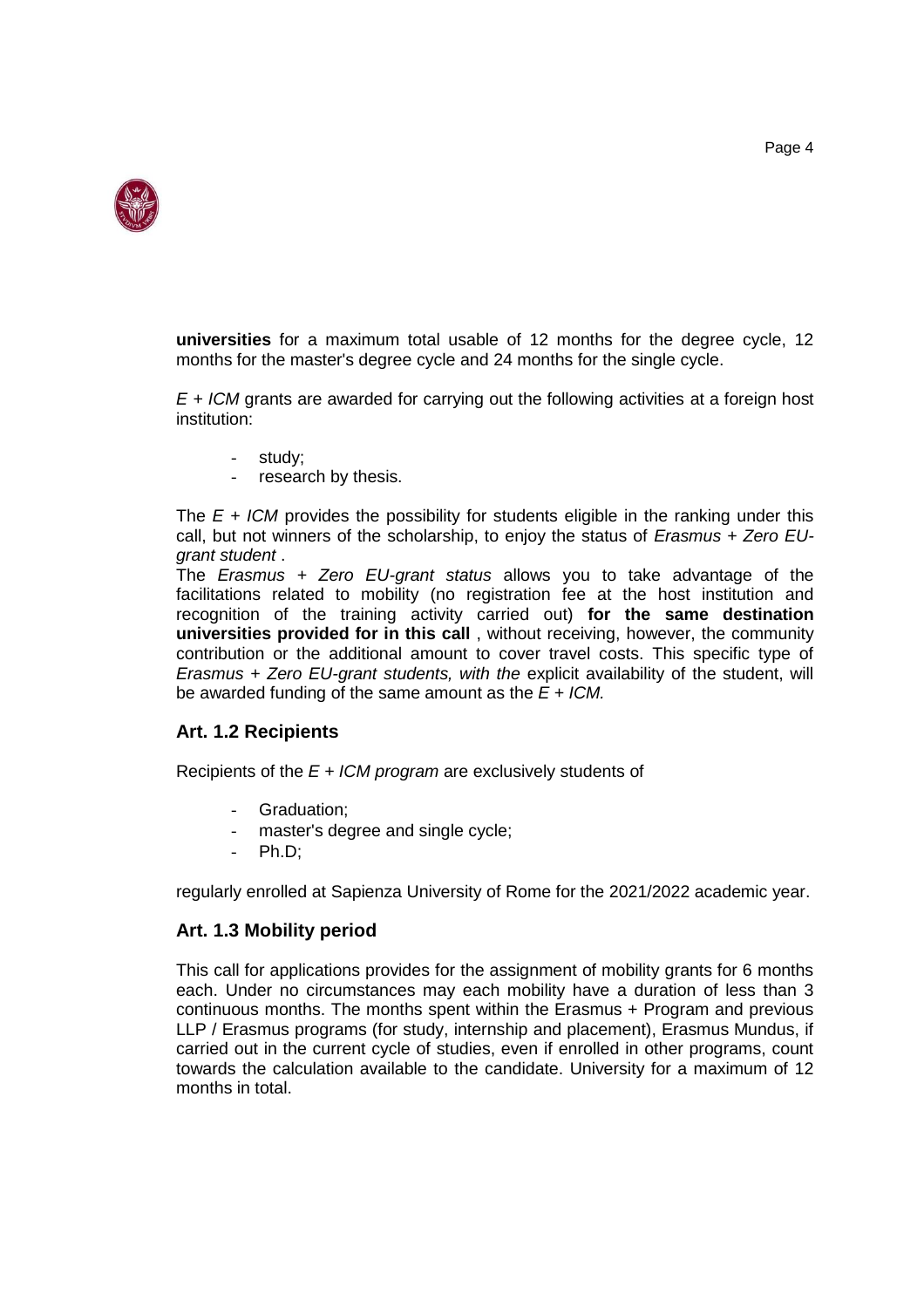**universities** for a maximum total usable of 12 months for the degree cycle, 12 months for the master's degree cycle and 24 months for the single cycle.

*E + ICM* grants are awarded for carrying out the following activities at a foreign host institution:

- study;
- research by thesis.

The *E + ICM* provides the possibility for students eligible in the ranking under this call, but not winners of the scholarship, to enjoy the status of *Erasmus + Zero EU-grant student* .

The *Erasmus + Zero EU-grant status* allows you to take advantage of the facilitations related to mobility (no registration fee at the host institution and recognition of the training activity carried out) **for the same destination universities provided for in this call** , without receiving, however, the community contribution or the additional amount to cover travel costs. This specific type of *Erasmus + Zero EU-grant students, with the* explicit availability of the student, will be awarded funding of the same amount as the *E + ICM.*

## Art. 1.2 Recipients

Recipients of the *E + ICM program* are exclusively students of

- Graduation;
- master's degree and single cycle;
- Ph.D;

regularly enrolled at Sapienza University of Rome for the 2021/2022 academic year.

## Art. 1.3 Mobility period

This call for applications provides for the assignment of mobility grants for 6 months each. Under no circumstances may each mobility have a duration of less than 3 continuous months. The months spent within the Erasmus + Program and previous LLP / Erasmus programs (for study, internship and placement), Erasmus Mundus, if carried out in the current cycle of studies, even if enrolled in other programs, count towards the calculation available to the candidate. University for a maximum of 12 months in total.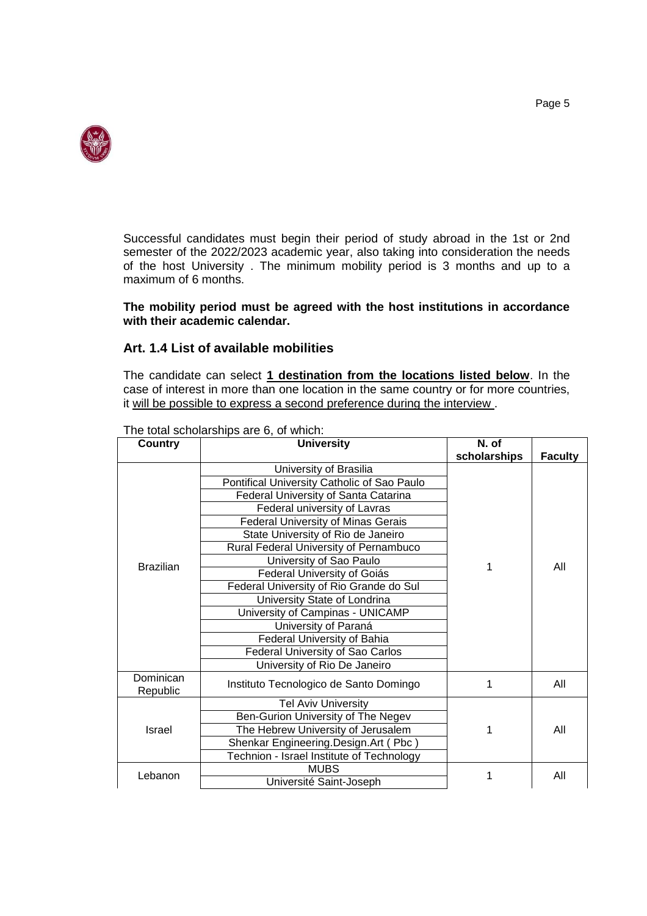Successful candidates must begin their period of study abroad in the 1st or 2nd semester of the 2022/2023 academic year, also taking into consideration the needs of the host University . The minimum mobility period is 3 months and up to a maximum of 6 months.

**The mobility period must be agreed with the host institutions in accordance with their academic calendar.**

## Art. 1.4 List of available mobilities

The candidate can select **1 destination from the locations listed below**. In the case of interest in more than one location in the same country or for more countries, it will be possible to express a second preference during the interview .

The total scholarships are 6, of which:

| Country | University | N. of scholarships | Faculty |
|---|---|---|---|
| Brazilian | University of Brasilia | 1 | All |
| | Pontifical University Catholic of Sao Paulo | | |
| | Federal University of Santa Catarina | | |
| | Federal university of Lavras | | |
| | Federal University of Minas Gerais | | |
| | State University of Rio de Janeiro | | |
| | Rural Federal University of Pernambuco | | |
| | University of Sao Paulo | | |
| | Federal University of Goiás | | |
| | Federal University of Rio Grande do Sul | | |
| | University State of Londrina | | |
| | University of Campinas - UNICAMP | | |
| | University of Paraná | | |
| | Federal University of Bahia | | |
| | Federal University of Sao Carlos | | |
| | University of Rio De Janeiro | | |
| Dominican Republic | Instituto Tecnologico de Santo Domingo | 1 | All |
| Israel | Tel Aviv University | 1 | All |
| | Ben-Gurion University of The Negev | | |
| | The Hebrew University of Jerusalem | | |
| | Shenkar Engineering.Design.Art ( Pbc ) | | |
| | Technion - Israel Institute of Technology | | |
| Lebanon | MUBS | 1 | All |
| | Université Saint-Joseph | | |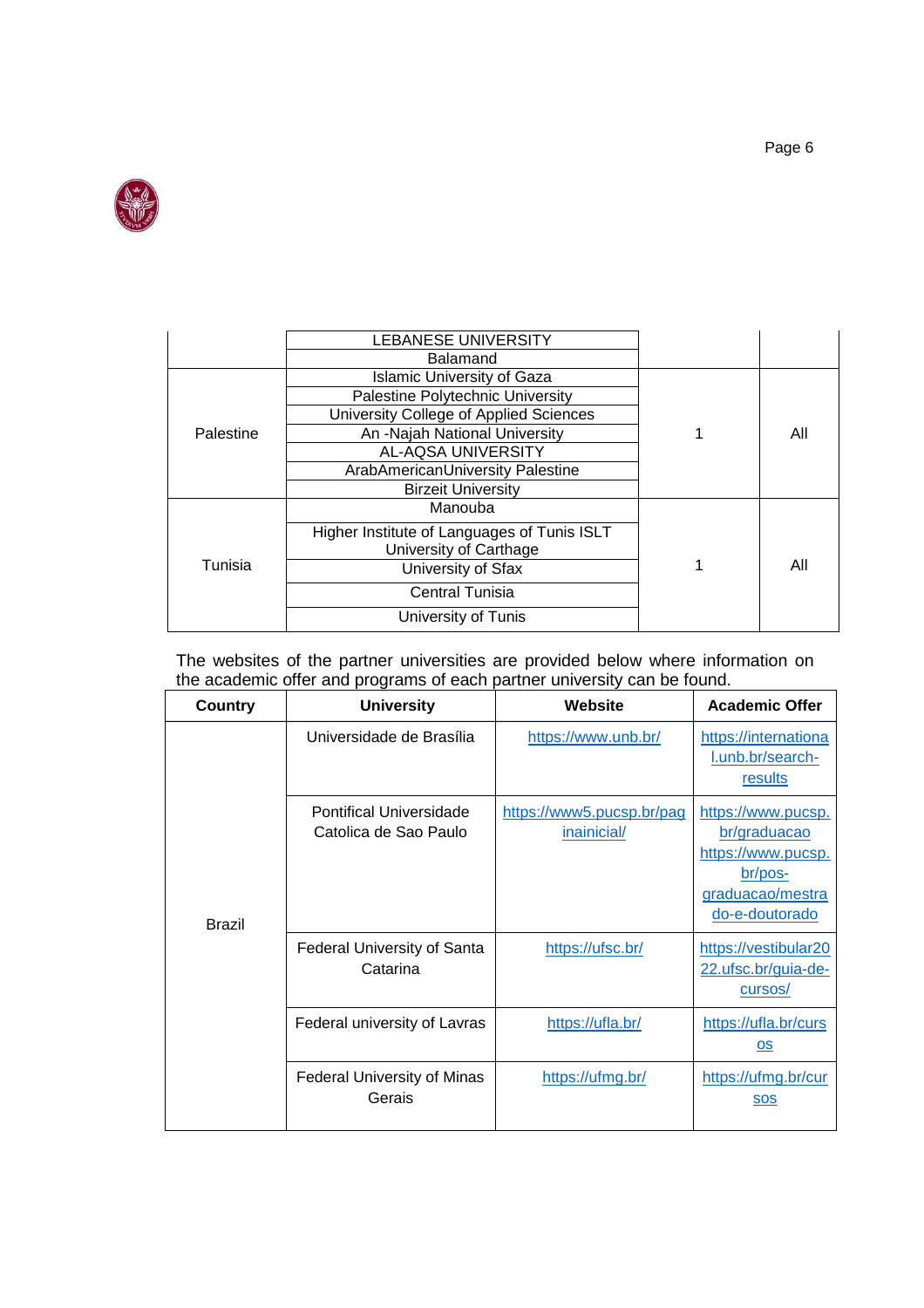| | | | |
|---|---|---|---|
| | LEBANESE UNIVERSITY | | |
| | Balamand | | |
| Palestine | Islamic University of Gaza | 1 | All |
| | Palestine Polytechnic University | | |
| | University College of Applied Sciences | | |
| | An -Najah National University | | |
| | AL-AQSA UNIVERSITY | | |
| | ArabAmericanUniversity Palestine | | |
| | Birzeit University | | |
| Tunisia | Manouba | 1 | All |
| | Higher Institute of Languages of Tunis ISLT University of Carthage | | |
| | University of Sfax | | |
| | Central Tunisia | | |
| | University of Tunis | | |

The websites of the partner universities are provided below where information on the academic offer and programs of each partner university can be found.

| Country | University | Website | Academic Offer |
|---|---|---|---|
| Brazil | Universidade de Brasília | https://www.unb.br/ | https://international.unb.br/search-results |
| | Pontifical Universidade Catolica de Sao Paulo | https://www5.pucsp.br/paginainicial/ | https://www.pucsp.br/graduacao https://www.pucsp.br/pos-graduacao/mestrado-e-doutorado |
| | Federal University of Santa Catarina | https://ufsc.br/ | https://vestibular2022.ufsc.br/guia-de-cursos/ |
| | Federal university of Lavras | https://ufla.br/ | https://ufla.br/cursos |
| | Federal University of Minas Gerais | https://ufmg.br/ | https://ufmg.br/cursos |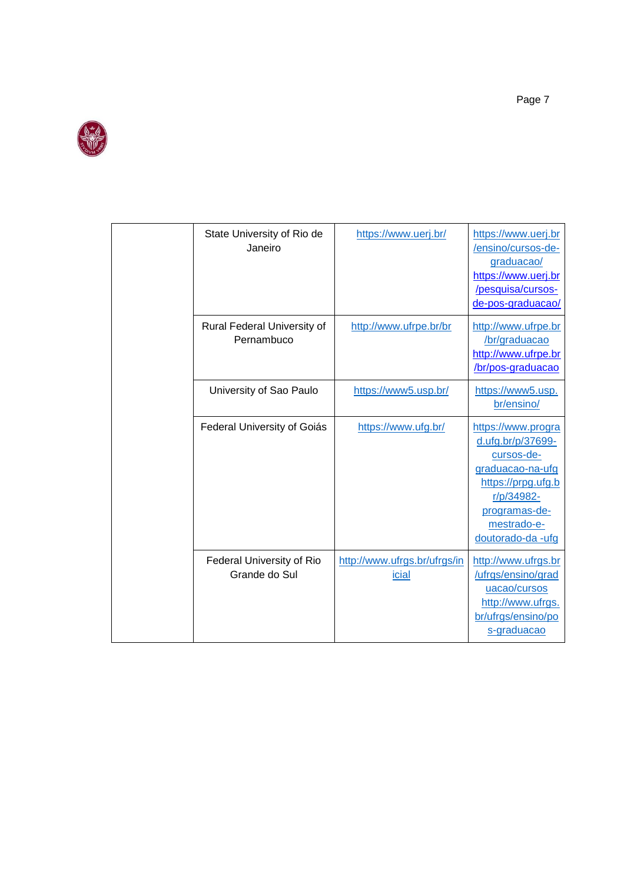| | | | |
|---|---|---|---|
| | State University of Rio de Janeiro | https://www.uerj.br/ | https://www.uerj.br/ensino/cursos-de-graduacao/ https://www.uerj.br/pesquisa/cursos-de-pos-graduacao/ |
| | Rural Federal University of Pernambuco | http://www.ufrpe.br/br | http://www.ufrpe.br/br/graduacao http://www.ufrpe.br/br/pos-graduacao |
| | University of Sao Paulo | https://www5.usp.br/ | https://www5.usp.br/ensino/ |
| | Federal University of Goiás | https://www.ufg.br/ | https://www.prograd.ufg.br/p/37699-cursos-de-graduacao-na-ufg https://prpg.ufg.br/p/34982-programas-de-mestrado-e-doutorado-da -ufg |
| | Federal University of Rio Grande do Sul | http://www.ufrgs.br/ufrgs/inicial | http://www.ufrgs.br/ufrgs/ensino/graduacao/cursos http://www.ufrgs.br/ufrgs/ensino/pos-graduacao |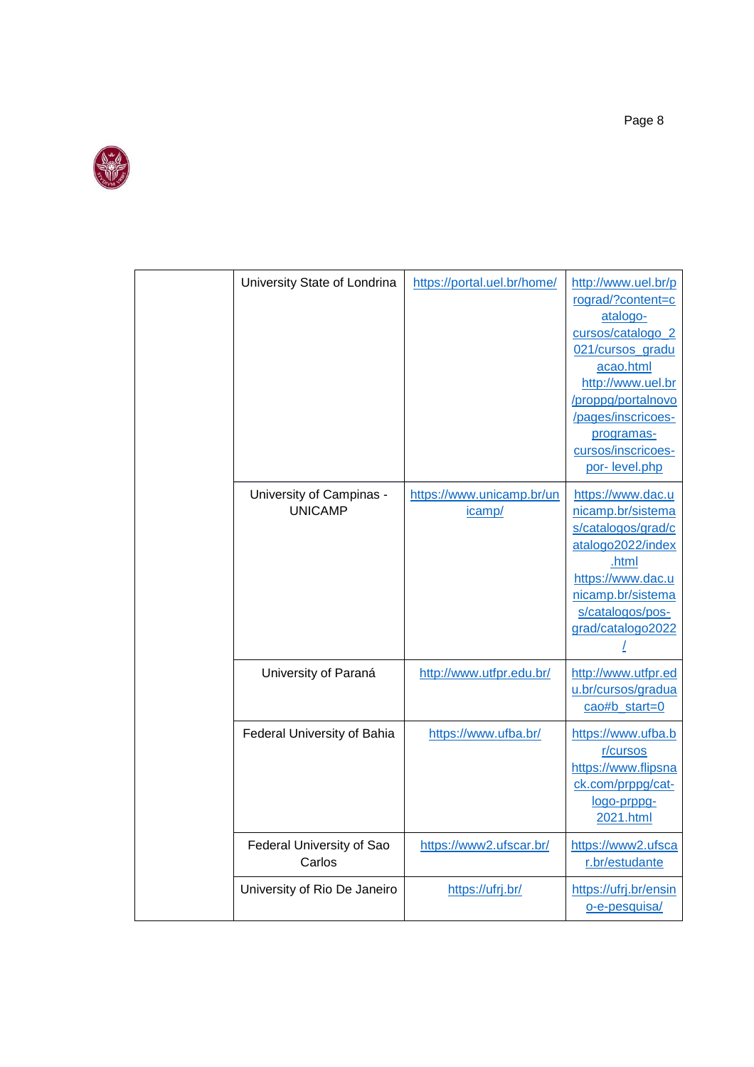| | | | |
|---|---|---|---|
| | University State of Londrina | https://portal.uel.br/home/ | http://www.uel.br/prograd/?content=catalogo-cursos/catalogo_2021/cursos_graduacao.html http://www.uel.br/proppg/portalnovo/pages/inscricoes-programas-cursos/inscricoes-por- level.php |
| | University of Campinas - UNICAMP | https://www.unicamp.br/unicamp/ | https://www.dac.unicamp.br/sistemas/catalogos/grad/catalogo2022/index.html https://www.dac.unicamp.br/sistemas/catalogos/pos-grad/catalogo2022/ |
| | University of Paraná | http://www.utfpr.edu.br/ | http://www.utfpr.edu.br/cursos/graduacao#b_start=0 |
| | Federal University of Bahia | https://www.ufba.br/ | https://www.ufba.br/cursos https://www.flipsnack.com/prppg/cat-logo-prppg-2021.html |
| | Federal University of Sao Carlos | https://www2.ufscar.br/ | https://www2.ufscar.br/estudante |
| | University of Rio De Janeiro | https://ufrj.br/ | https://ufrj.br/ensino-e-pesquisa/ |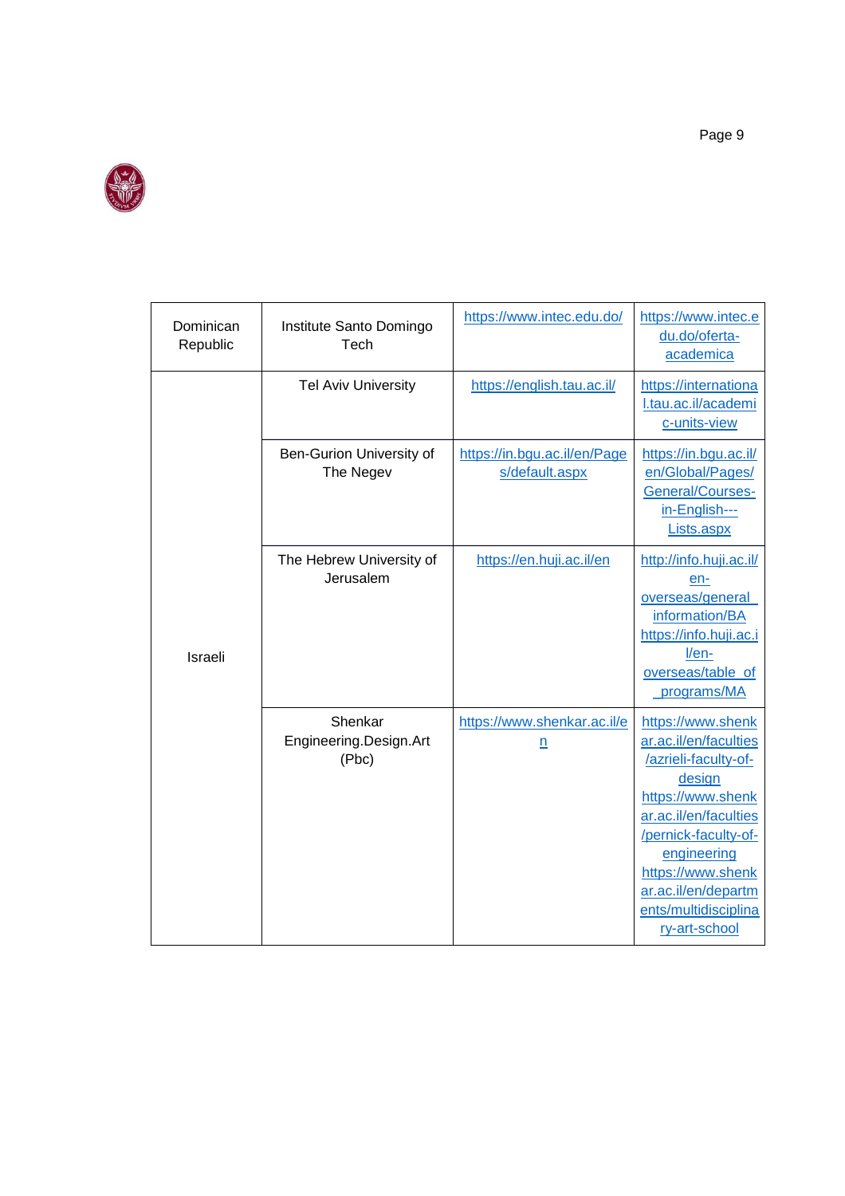| Dominican Republic | Institute Santo Domingo Tech | https://www.intec.edu.do/ | https://www.intec.edu.do/oferta-academica |
|---|---|---|---|
| Israeli | Tel Aviv University | https://english.tau.ac.il/ | https://international.tau.ac.il/academic-units-view |
| | Ben-Gurion University of The Negev | https://in.bgu.ac.il/en/Pages/default.aspx | https://in.bgu.ac.il/en/Global/Pages/General/Courses-in-English---Lists.aspx |
| | The Hebrew University of Jerusalem | https://en.huji.ac.il/en | http://info.huji.ac.il/en-overseas/general_information/BA https://info.huji.ac.il/en-overseas/table_of_programs/MA |
| | Shenkar Engineering.Design.Art (Pbc) | https://www.shenkar.ac.il/en | https://www.shenkar.ac.il/en/faculties/azrieli-faculty-of-design https://www.shenkar.ac.il/en/faculties/pernick-faculty-of-engineering https://www.shenkar.ac.il/en/departments/multidisciplinary-art-school |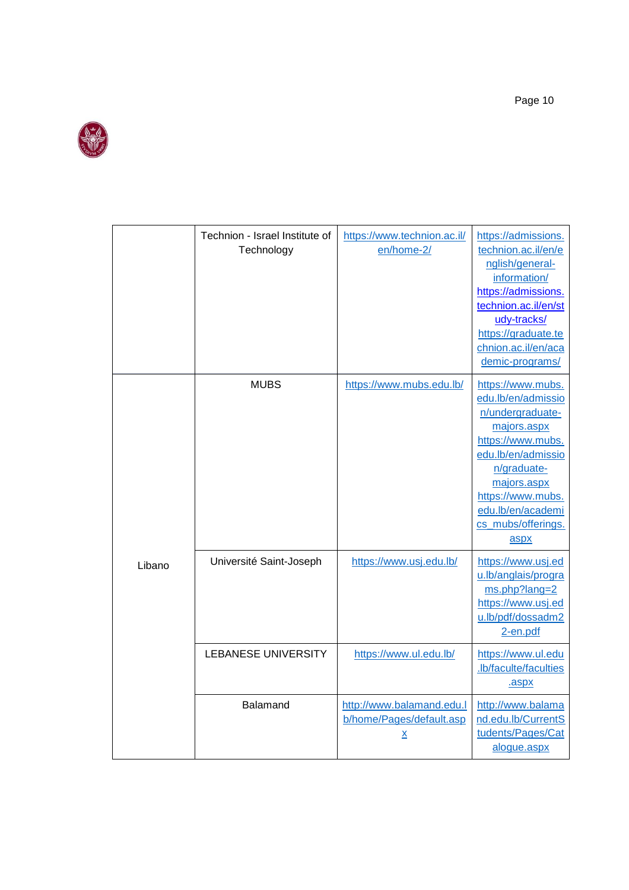| | | | |
|---|---|---|---|
| | Technion - Israel Institute of Technology | https://www.technion.ac.il/en/home-2/ | https://admissions.technion.ac.il/en/english/general-information/ https://admissions.technion.ac.il/en/study-tracks/ https://graduate.technion.ac.il/en/academic-programs/ |
| Libano | MUBS | https://www.mubs.edu.lb/ | https://www.mubs.edu.lb/en/admission/undergraduate-majors.aspx https://www.mubs.edu.lb/en/admission/graduate-majors.aspx https://www.mubs.edu.lb/en/academics_mubs/offerings.aspx |
| | Université Saint-Joseph | https://www.usj.edu.lb/ | https://www.usj.edu.lb/anglais/programs.php?lang=2 https://www.usj.edu.lb/pdf/dossadm22-en.pdf |
| | LEBANESE UNIVERSITY | https://www.ul.edu.lb/ | https://www.ul.edu.lb/faculte/faculties.aspx |
| | Balamand | http://www.balamand.edu.lb/home/Pages/default.aspx | http://www.balamand.edu.lb/CurrentStudents/Pages/Catalogue.aspx |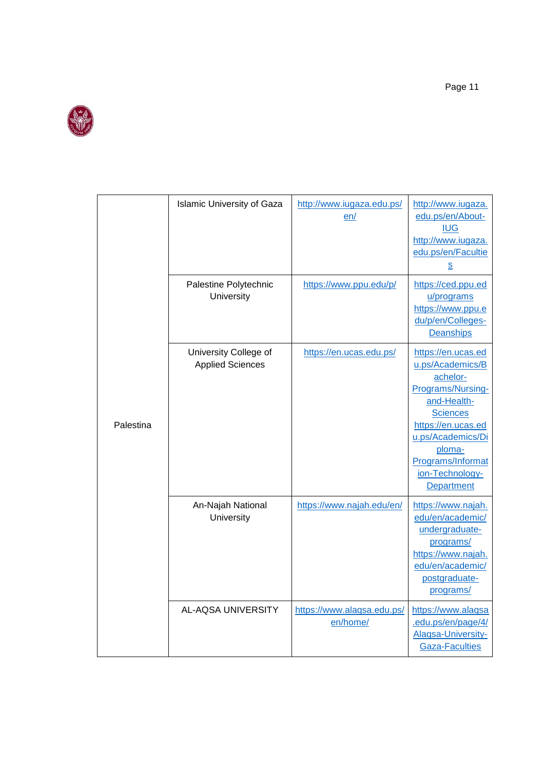| | | | |
|---|---|---|---|
| Palestina | Islamic University of Gaza | http://www.iugaza.edu.ps/en/ | http://www.iugaza.edu.ps/en/About-IUG http://www.iugaza.edu.ps/en/Faculties |
| | Palestine Polytechnic University | https://www.ppu.edu/p/ | https://ced.ppu.edu/programs https://www.ppu.edu/p/en/Colleges-Deanships |
| | University College of Applied Sciences | https://en.ucas.edu.ps/ | https://en.ucas.edu.ps/Academics/Bachelor-Programs/Nursing-and-Health-Sciences https://en.ucas.edu.ps/Academics/Diploma-Programs/Information-Technology-Department |
| | An-Najah National University | https://www.najah.edu/en/ | https://www.najah.edu/en/academic/undergraduate-programs/ https://www.najah.edu/en/academic/postgraduate-programs/ |
| | AL-AQSA UNIVERSITY | https://www.alaqsa.edu.ps/en/home/ | https://www.alaqsa.edu.ps/en/page/4/Alaqsa-University-Gaza-Faculties |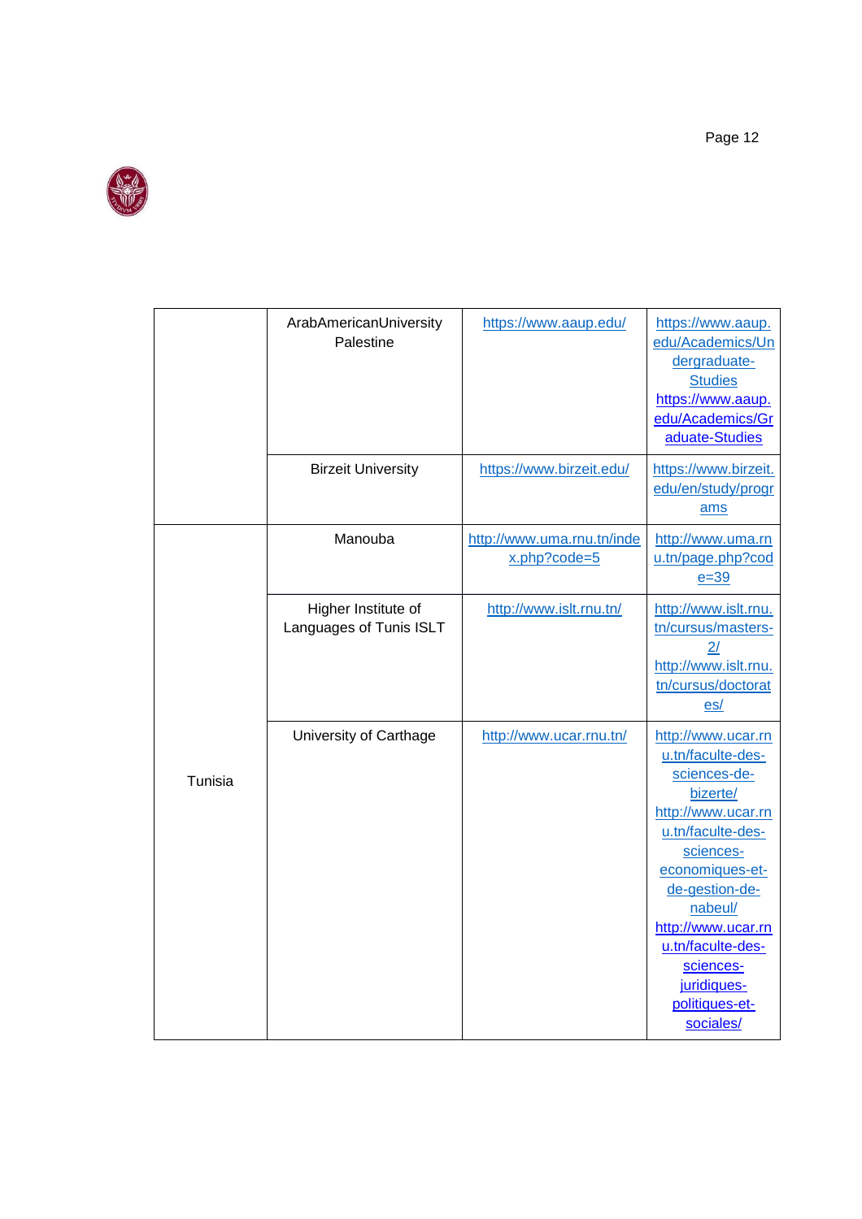| | | | |
|---|---|---|---|
| | ArabAmericanUniversity Palestine | https://www.aaup.edu/ | https://www.aaup.edu/Academics/Undergraduate-Studies https://www.aaup.edu/Academics/Graduate-Studies |
| | Birzeit University | https://www.birzeit.edu/ | https://www.birzeit.edu/en/study/programs |
| Tunisia | Manouba | http://www.uma.rnu.tn/index.php?code=5 | http://www.uma.rnu.tn/page.php?code=39 |
| | Higher Institute of Languages of Tunis ISLT | http://www.islt.rnu.tn/ | http://www.islt.rnu.tn/cursus/masters-2/ http://www.islt.rnu.tn/cursus/doctorates/ |
| | University of Carthage | http://www.ucar.rnu.tn/ | http://www.ucar.rnu.tn/faculte-des-sciences-de-bizerte/ http://www.ucar.rnu.tn/faculte-des-sciences-economiques-et-de-gestion-de-nabeul/ http://www.ucar.rnu.tn/faculte-des-sciences-juridiques-politiques-et-sociales/ |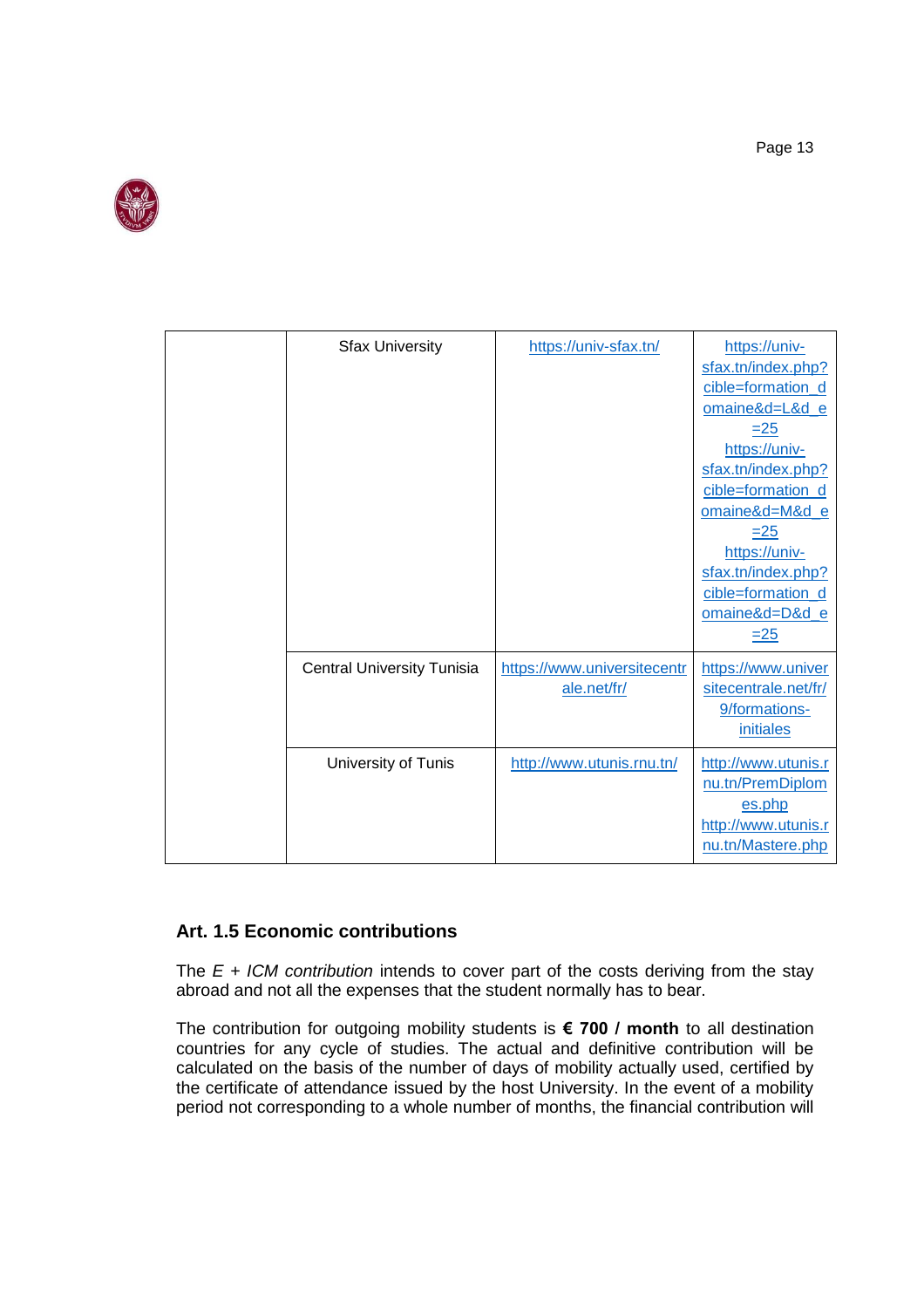| | | | |
|---|---|---|---|
| | Sfax University | https://univ-sfax.tn/ | https://univ-sfax.tn/index.php?cible=formation_domaine&d=L&d_e=25 https://univ-sfax.tn/index.php?cible=formation_domaine&d=M&d_e=25 https://univ-sfax.tn/index.php?cible=formation_domaine&d=D&d_e=25 |
| | Central University Tunisia | https://www.universitecentrale.net/fr/ | https://www.universitecentrale.net/fr/9/formations-initiales |
| | University of Tunis | http://www.utunis.rnu.tn/ | http://www.utunis.rnu.tn/PremDiplomes.php http://www.utunis.rnu.tn/Mastere.php |

### Art. 1.5 Economic contributions

The *E + ICM contribution* intends to cover part of the costs deriving from the stay abroad and not all the expenses that the student normally has to bear.

The contribution for outgoing mobility students is **€ 700 / month** to all destination countries for any cycle of studies. The actual and definitive contribution will be calculated on the basis of the number of days of mobility actually used, certified by the certificate of attendance issued by the host University. In the event of a mobility period not corresponding to a whole number of months, the financial contribution will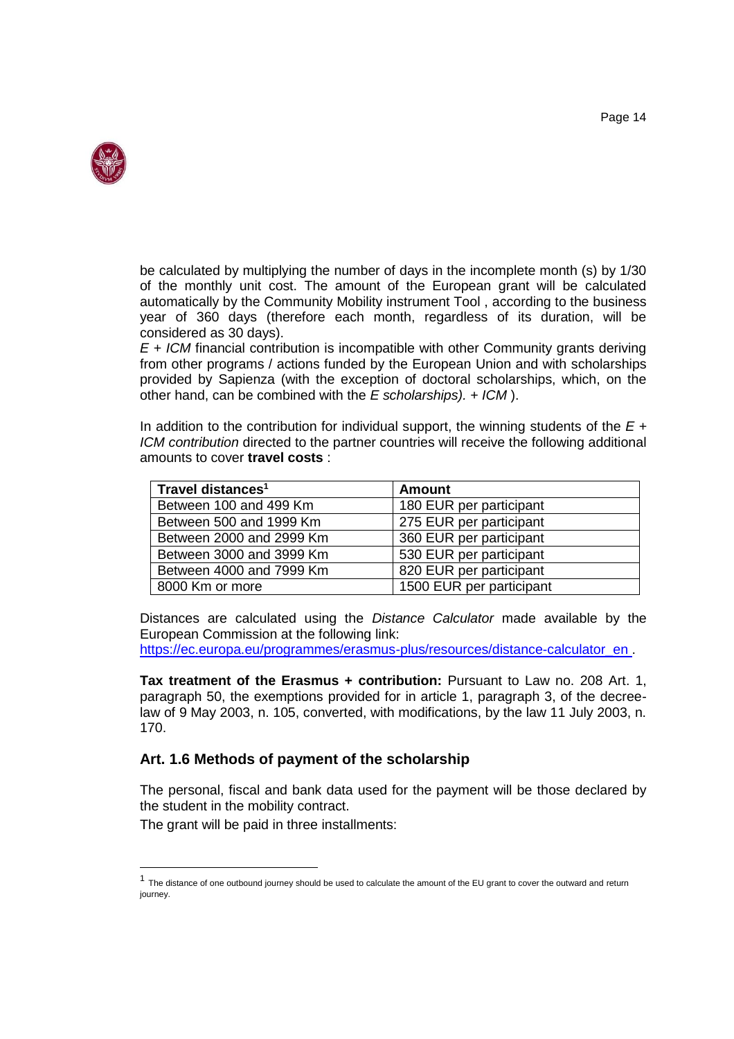be calculated by multiplying the number of days in the incomplete month (s) by 1/30 of the monthly unit cost. The amount of the European grant will be calculated automatically by the Community Mobility instrument Tool , according to the business year of 360 days (therefore each month, regardless of its duration, will be considered as 30 days).

*E + ICM* financial contribution is incompatible with other Community grants deriving from other programs / actions funded by the European Union and with scholarships provided by Sapienza (with the exception of doctoral scholarships, which, on the other hand, can be combined with the *E scholarships). + ICM* ).

In addition to the contribution for individual support, the winning students of the *E + ICM contribution* directed to the partner countries will receive the following additional amounts to cover **travel costs** :

| Travel distances[1] | Amount |
|---|---|
| Between 100 and 499 Km | 180 EUR per participant |
| Between 500 and 1999 Km | 275 EUR per participant |
| Between 2000 and 2999 Km | 360 EUR per participant |
| Between 3000 and 3999 Km | 530 EUR per participant |
| Between 4000 and 7999 Km | 820 EUR per participant |
| 8000 Km or more | 1500 EUR per participant |

Distances are calculated using the *Distance Calculator* made available by the European Commission at the following link:
https://ec.europa.eu/programmes/erasmus-plus/resources/distance-calculator_en .

**Tax treatment of the Erasmus + contribution:** Pursuant to Law no. 208 Art. 1, paragraph 50, the exemptions provided for in article 1, paragraph 3, of the decree-law of 9 May 2003, n. 105, converted, with modifications, by the law 11 July 2003, n. 170.

### Art. 1.6 Methods of payment of the scholarship

The personal, fiscal and bank data used for the payment will be those declared by the student in the mobility contract.

The grant will be paid in three installments:

[1] The distance of one outbound journey should be used to calculate the amount of the EU grant to cover the outward and return journey.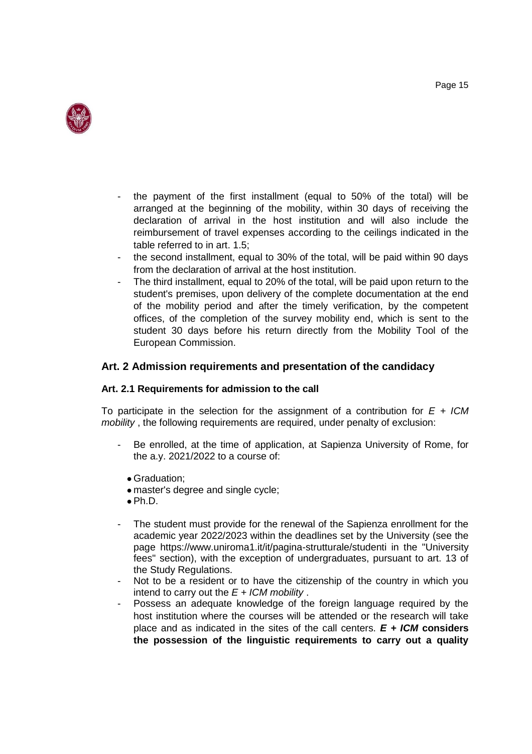- the payment of the first installment (equal to 50% of the total) will be arranged at the beginning of the mobility, within 30 days of receiving the declaration of arrival in the host institution and will also include the reimbursement of travel expenses according to the ceilings indicated in the table referred to in art. 1.5;
- the second installment, equal to 30% of the total, will be paid within 90 days from the declaration of arrival at the host institution.
- The third installment, equal to 20% of the total, will be paid upon return to the student's premises, upon delivery of the complete documentation at the end of the mobility period and after the timely verification, by the competent offices, of the completion of the survey mobility end, which is sent to the student 30 days before his return directly from the Mobility Tool of the European Commission.

## Art. 2 Admission requirements and presentation of the candidacy

### Art. 2.1 Requirements for admission to the call

To participate in the selection for the assignment of a contribution for *E + ICM mobility* , the following requirements are required, under penalty of exclusion:

- Be enrolled, at the time of application, at Sapienza University of Rome, for the a.y. 2021/2022 to a course of:
  - Graduation;
  - master's degree and single cycle;
  - Ph.D.
- The student must provide for the renewal of the Sapienza enrollment for the academic year 2022/2023 within the deadlines set by the University (see the page https://www.uniroma1.it/it/pagina-strutturale/studenti in the "University fees" section), with the exception of undergraduates, pursuant to art. 13 of the Study Regulations.
- Not to be a resident or to have the citizenship of the country in which you intend to carry out the *E + ICM mobility* .
- Possess an adequate knowledge of the foreign language required by the host institution where the courses will be attended or the research will take place and as indicated in the sites of the call centers. ***E + ICM*** **considers the possession of the linguistic requirements to carry out a quality**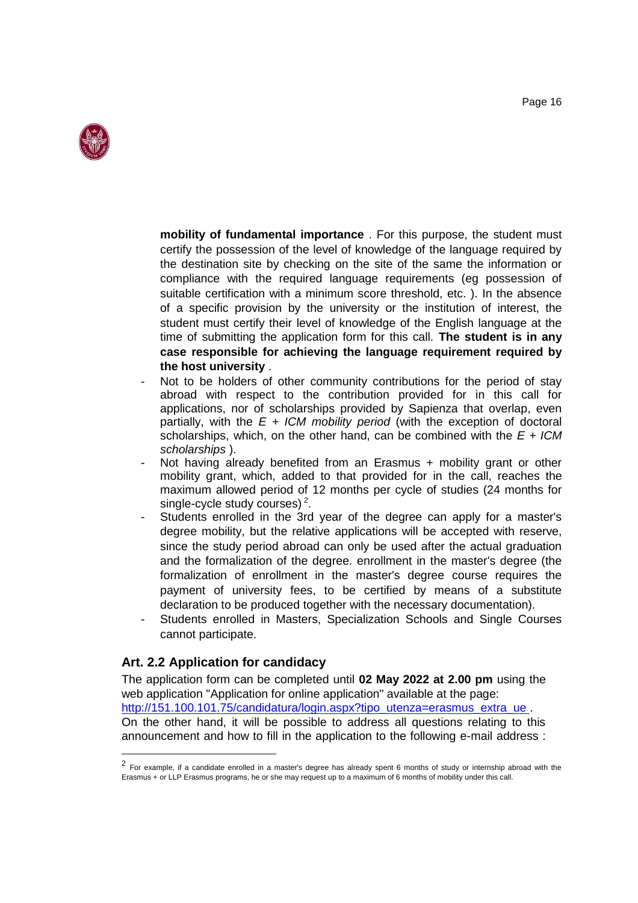**mobility of fundamental importance** . For this purpose, the student must certify the possession of the level of knowledge of the language required by the destination site by checking on the site of the same the information or compliance with the required language requirements (eg possession of suitable certification with a minimum score threshold, etc. ). In the absence of a specific provision by the university or the institution of interest, the student must certify their level of knowledge of the English language at the time of submitting the application form for this call. **The student is in any case responsible for achieving the language requirement required by the host university** .

- Not to be holders of other community contributions for the period of stay abroad with respect to the contribution provided for in this call for applications, nor of scholarships provided by Sapienza that overlap, even partially, with the *E + ICM mobility period* (with the exception of doctoral scholarships, which, on the other hand, can be combined with the *E + ICM scholarships* ).
- Not having already benefited from an Erasmus + mobility grant or other mobility grant, which, added to that provided for in the call, reaches the maximum allowed period of 12 months per cycle of studies (24 months for single-cycle study courses) [2].
- Students enrolled in the 3rd year of the degree can apply for a master's degree mobility, but the relative applications will be accepted with reserve, since the study period abroad can only be used after the actual graduation and the formalization of the degree. enrollment in the master's degree (the formalization of enrollment in the master's degree course requires the payment of university fees, to be certified by means of a substitute declaration to be produced together with the necessary documentation).
- Students enrolled in Masters, Specialization Schools and Single Courses cannot participate.

### Art. 2.2 Application for candidacy

The application form can be completed until **02 May 2022 at 2.00 pm** using the web application "Application for online application" available at the page: http://151.100.101.75/candidatura/login.aspx?tipo_utenza=erasmus_extra_ue .
On the other hand, it will be possible to address all questions relating to this announcement and how to fill in the application to the following e-mail address :

---

[2] For example, if a candidate enrolled in a master's degree has already spent 6 months of study or internship abroad with the Erasmus + or LLP Erasmus programs, he or she may request up to a maximum of 6 months of mobility under this call.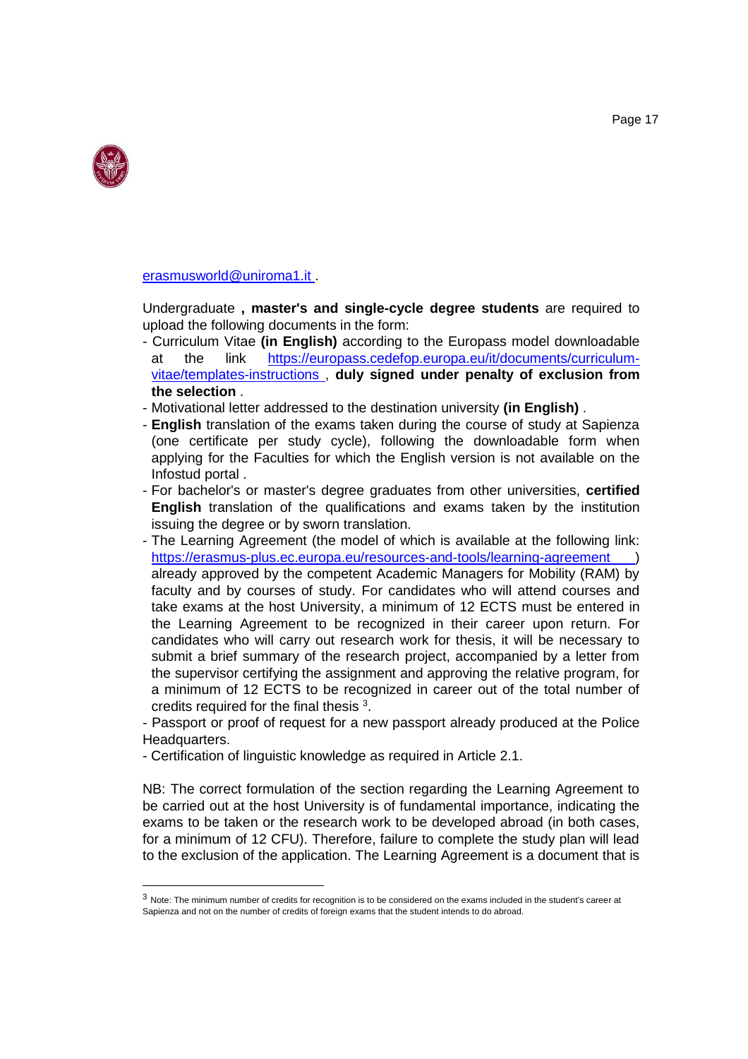erasmusworld@uniroma1.it .

Undergraduate **, master's and single-cycle degree students** are required to upload the following documents in the form:

- Curriculum Vitae **(in English)** according to the Europass model downloadable at the link https://europass.cedefop.europa.eu/it/documents/curriculum-vitae/templates-instructions , **duly signed under penalty of exclusion from the selection** .
- Motivational letter addressed to the destination university **(in English)** .
- **English** translation of the exams taken during the course of study at Sapienza (one certificate per study cycle), following the downloadable form when applying for the Faculties for which the English version is not available on the Infostud portal .
- For bachelor's or master's degree graduates from other universities, **certified English** translation of the qualifications and exams taken by the institution issuing the degree or by sworn translation.
- The Learning Agreement (the model of which is available at the following link: https://erasmus-plus.ec.europa.eu/resources-and-tools/learning-agreement ) already approved by the competent Academic Managers for Mobility (RAM) by faculty and by courses of study. For candidates who will attend courses and take exams at the host University, a minimum of 12 ECTS must be entered in the Learning Agreement to be recognized in their career upon return. For candidates who will carry out research work for thesis, it will be necessary to submit a brief summary of the research project, accompanied by a letter from the supervisor certifying the assignment and approving the relative program, for a minimum of 12 ECTS to be recognized in career out of the total number of credits required for the final thesis [3].
- Passport or proof of request for a new passport already produced at the Police Headquarters.
- Certification of linguistic knowledge as required in Article 2.1.

NB: The correct formulation of the section regarding the Learning Agreement to be carried out at the host University is of fundamental importance, indicating the exams to be taken or the research work to be developed abroad (in both cases, for a minimum of 12 CFU). Therefore, failure to complete the study plan will lead to the exclusion of the application. The Learning Agreement is a document that is

[3] Note: The minimum number of credits for recognition is to be considered on the exams included in the student's career at Sapienza and not on the number of credits of foreign exams that the student intends to do abroad.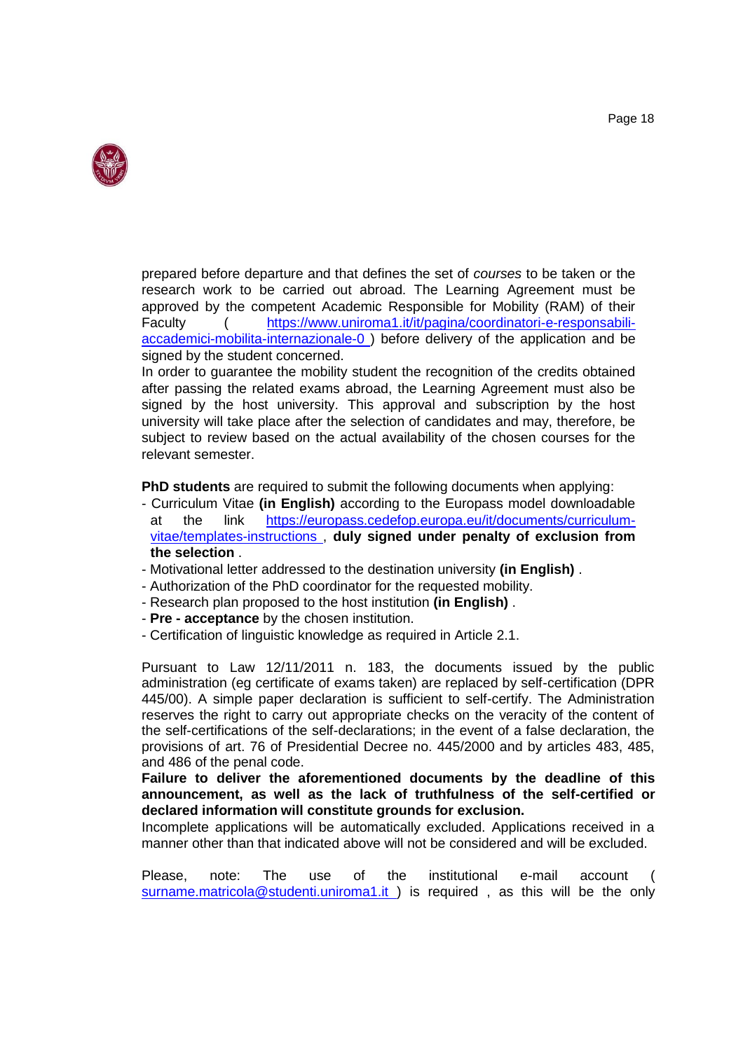prepared before departure and that defines the set of *courses* to be taken or the research work to be carried out abroad. The Learning Agreement must be approved by the competent Academic Responsible for Mobility (RAM) of their Faculty ( https://www.uniroma1.it/it/pagina/coordinatori-e-responsabili-accademici-mobilita-internazionale-0 ) before delivery of the application and be signed by the student concerned.

In order to guarantee the mobility student the recognition of the credits obtained after passing the related exams abroad, the Learning Agreement must also be signed by the host university. This approval and subscription by the host university will take place after the selection of candidates and may, therefore, be subject to review based on the actual availability of the chosen courses for the relevant semester.

**PhD students** are required to submit the following documents when applying:

- Curriculum Vitae **(in English)** according to the Europass model downloadable at the link https://europass.cedefop.europa.eu/it/documents/curriculum-vitae/templates-instructions , **duly signed under penalty of exclusion from the selection** .
- Motivational letter addressed to the destination university **(in English)** .
- Authorization of the PhD coordinator for the requested mobility.
- Research plan proposed to the host institution **(in English)** .
- **Pre - acceptance** by the chosen institution.
- Certification of linguistic knowledge as required in Article 2.1.

Pursuant to Law 12/11/2011 n. 183, the documents issued by the public administration (eg certificate of exams taken) are replaced by self-certification (DPR 445/00). A simple paper declaration is sufficient to self-certify. The Administration reserves the right to carry out appropriate checks on the veracity of the content of the self-certifications of the self-declarations; in the event of a false declaration, the provisions of art. 76 of Presidential Decree no. 445/2000 and by articles 483, 485, and 486 of the penal code.

**Failure to deliver the aforementioned documents by the deadline of this announcement, as well as the lack of truthfulness of the self-certified or declared information will constitute grounds for exclusion.**

Incomplete applications will be automatically excluded. Applications received in a manner other than that indicated above will not be considered and will be excluded.

Please, note: The use of the institutional e-mail account ( surname.matricola@studenti.uniroma1.it ) is required , as this will be the only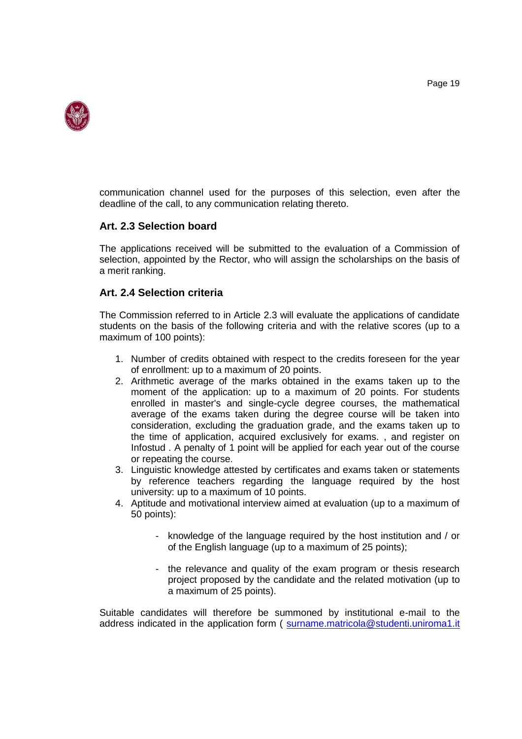communication channel used for the purposes of this selection, even after the deadline of the call, to any communication relating thereto.

### Art. 2.3 Selection board

The applications received will be submitted to the evaluation of a Commission of selection, appointed by the Rector, who will assign the scholarships on the basis of a merit ranking.

### Art. 2.4 Selection criteria

The Commission referred to in Article 2.3 will evaluate the applications of candidate students on the basis of the following criteria and with the relative scores (up to a maximum of 100 points):

1. Number of credits obtained with respect to the credits foreseen for the year of enrollment: up to a maximum of 20 points.
2. Arithmetic average of the marks obtained in the exams taken up to the moment of the application: up to a maximum of 20 points. For students enrolled in master's and single-cycle degree courses, the mathematical average of the exams taken during the degree course will be taken into consideration, excluding the graduation grade, and the exams taken up to the time of application, acquired exclusively for exams. , and register on Infostud . A penalty of 1 point will be applied for each year out of the course or repeating the course.
3. Linguistic knowledge attested by certificates and exams taken or statements by reference teachers regarding the language required by the host university: up to a maximum of 10 points.
4. Aptitude and motivational interview aimed at evaluation (up to a maximum of 50 points):
   - knowledge of the language required by the host institution and / or of the English language (up to a maximum of 25 points);
   - the relevance and quality of the exam program or thesis research project proposed by the candidate and the related motivation (up to a maximum of 25 points).

Suitable candidates will therefore be summoned by institutional e-mail to the address indicated in the application form ( surname.matricola@studenti.uniroma1.it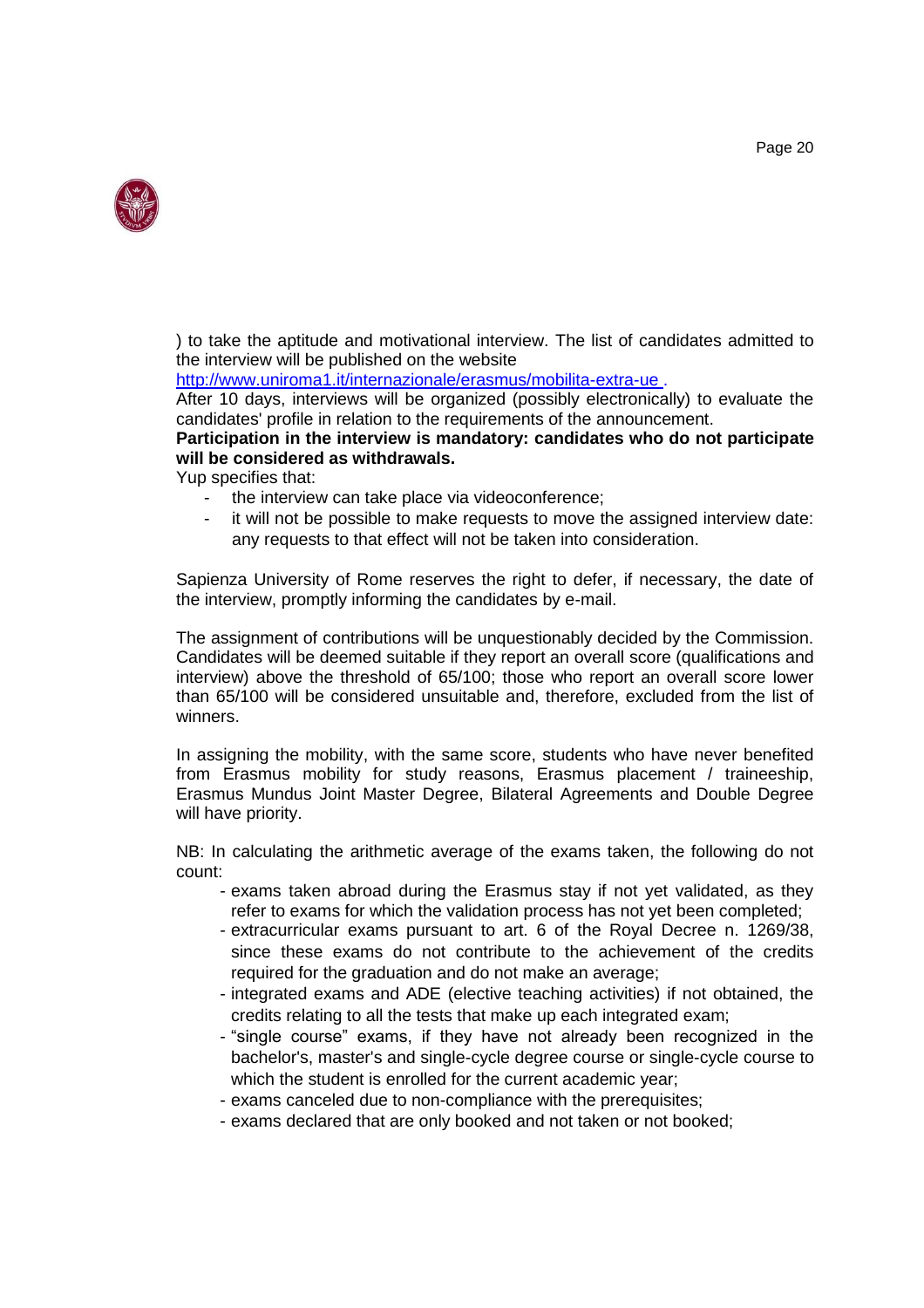) to take the aptitude and motivational interview. The list of candidates admitted to the interview will be published on the website [http://www.uniroma1.it/internazionale/erasmus/mobilita-extra-ue](http://www.uniroma1.it/internazionale/erasmus/mobilita-extra-ue) .

After 10 days, interviews will be organized (possibly electronically) to evaluate the candidates' profile in relation to the requirements of the announcement.

**Participation in the interview is mandatory: candidates who do not participate will be considered as withdrawals.**

Yup specifies that:

- the interview can take place via videoconference;
- it will not be possible to make requests to move the assigned interview date: any requests to that effect will not be taken into consideration.

Sapienza University of Rome reserves the right to defer, if necessary, the date of the interview, promptly informing the candidates by e-mail.

The assignment of contributions will be unquestionably decided by the Commission. Candidates will be deemed suitable if they report an overall score (qualifications and interview) above the threshold of 65/100; those who report an overall score lower than 65/100 will be considered unsuitable and, therefore, excluded from the list of winners.

In assigning the mobility, with the same score, students who have never benefited from Erasmus mobility for study reasons, Erasmus placement / traineeship, Erasmus Mundus Joint Master Degree, Bilateral Agreements and Double Degree will have priority.

NB: In calculating the arithmetic average of the exams taken, the following do not count:

- exams taken abroad during the Erasmus stay if not yet validated, as they refer to exams for which the validation process has not yet been completed;
- extracurricular exams pursuant to art. 6 of the Royal Decree n. 1269/38, since these exams do not contribute to the achievement of the credits required for the graduation and do not make an average;
- integrated exams and ADE (elective teaching activities) if not obtained, the credits relating to all the tests that make up each integrated exam;
- "single course" exams, if they have not already been recognized in the bachelor's, master's and single-cycle degree course or single-cycle course to which the student is enrolled for the current academic year;
- exams canceled due to non-compliance with the prerequisites;
- exams declared that are only booked and not taken or not booked;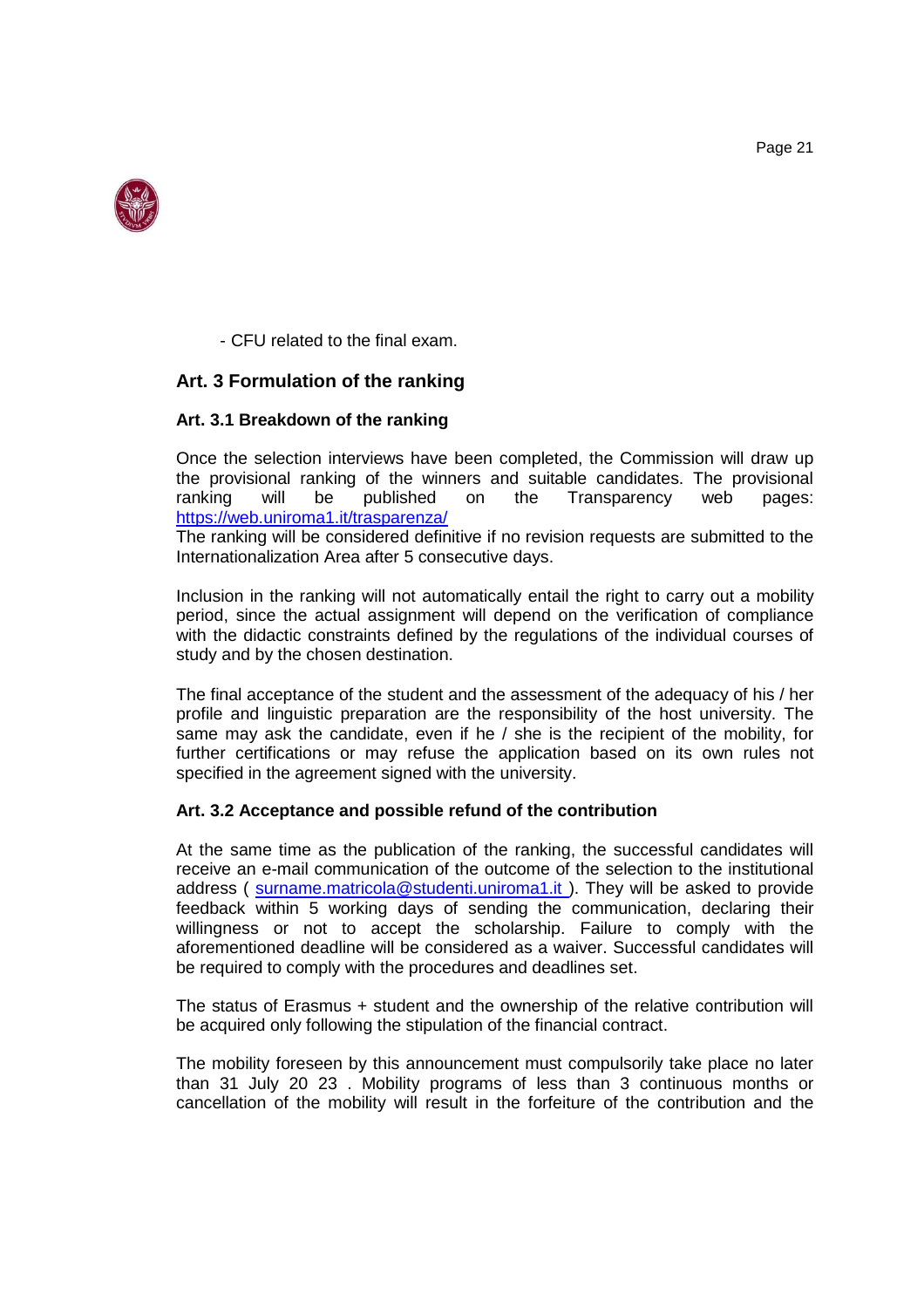- CFU related to the final exam.

## Art. 3 Formulation of the ranking

### Art. 3.1 Breakdown of the ranking

Once the selection interviews have been completed, the Commission will draw up the provisional ranking of the winners and suitable candidates. The provisional ranking will be published on the Transparency web pages: https://web.uniroma1.it/trasparenza/
The ranking will be considered definitive if no revision requests are submitted to the Internationalization Area after 5 consecutive days.

Inclusion in the ranking will not automatically entail the right to carry out a mobility period, since the actual assignment will depend on the verification of compliance with the didactic constraints defined by the regulations of the individual courses of study and by the chosen destination.

The final acceptance of the student and the assessment of the adequacy of his / her profile and linguistic preparation are the responsibility of the host university. The same may ask the candidate, even if he / she is the recipient of the mobility, for further certifications or may refuse the application based on its own rules not specified in the agreement signed with the university.

### Art. 3.2 Acceptance and possible refund of the contribution

At the same time as the publication of the ranking, the successful candidates will receive an e-mail communication of the outcome of the selection to the institutional address ( surname.matricola@studenti.uniroma1.it ). They will be asked to provide feedback within 5 working days of sending the communication, declaring their willingness or not to accept the scholarship. Failure to comply with the aforementioned deadline will be considered as a waiver. Successful candidates will be required to comply with the procedures and deadlines set.

The status of Erasmus + student and the ownership of the relative contribution will be acquired only following the stipulation of the financial contract.

The mobility foreseen by this announcement must compulsorily take place no later than 31 July 20 23 . Mobility programs of less than 3 continuous months or cancellation of the mobility will result in the forfeiture of the contribution and the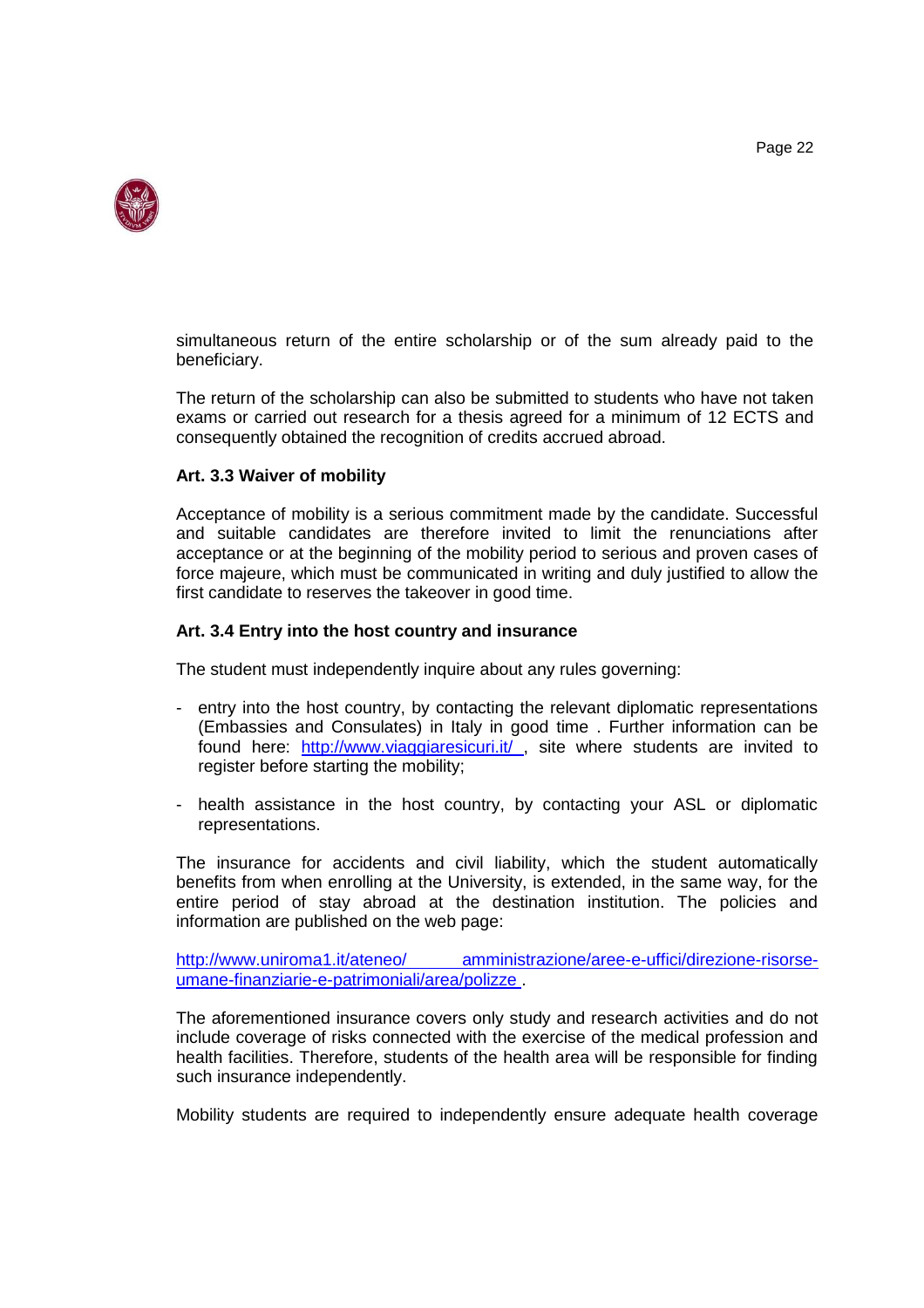simultaneous return of the entire scholarship or of the sum already paid to the beneficiary.

The return of the scholarship can also be submitted to students who have not taken exams or carried out research for a thesis agreed for a minimum of 12 ECTS and consequently obtained the recognition of credits accrued abroad.

**Art. 3.3 Waiver of mobility**

Acceptance of mobility is a serious commitment made by the candidate. Successful and suitable candidates are therefore invited to limit the renunciations after acceptance or at the beginning of the mobility period to serious and proven cases of force majeure, which must be communicated in writing and duly justified to allow the first candidate to reserves the takeover in good time.

**Art. 3.4 Entry into the host country and insurance**

The student must independently inquire about any rules governing:

- entry into the host country, by contacting the relevant diplomatic representations (Embassies and Consulates) in Italy in good time . Further information can be found here: http://www.viaggiaresicuri.it/ , site where students are invited to register before starting the mobility;
- health assistance in the host country, by contacting your ASL or diplomatic representations.

The insurance for accidents and civil liability, which the student automatically benefits from when enrolling at the University, is extended, in the same way, for the entire period of stay abroad at the destination institution. The policies and information are published on the web page:

http://www.uniroma1.it/ateneo/ amministrazione/aree-e-uffici/direzione-risorse-umane-finanziarie-e-patrimoniali/area/polizze .

The aforementioned insurance covers only study and research activities and do not include coverage of risks connected with the exercise of the medical profession and health facilities. Therefore, students of the health area will be responsible for finding such insurance independently.

Mobility students are required to independently ensure adequate health coverage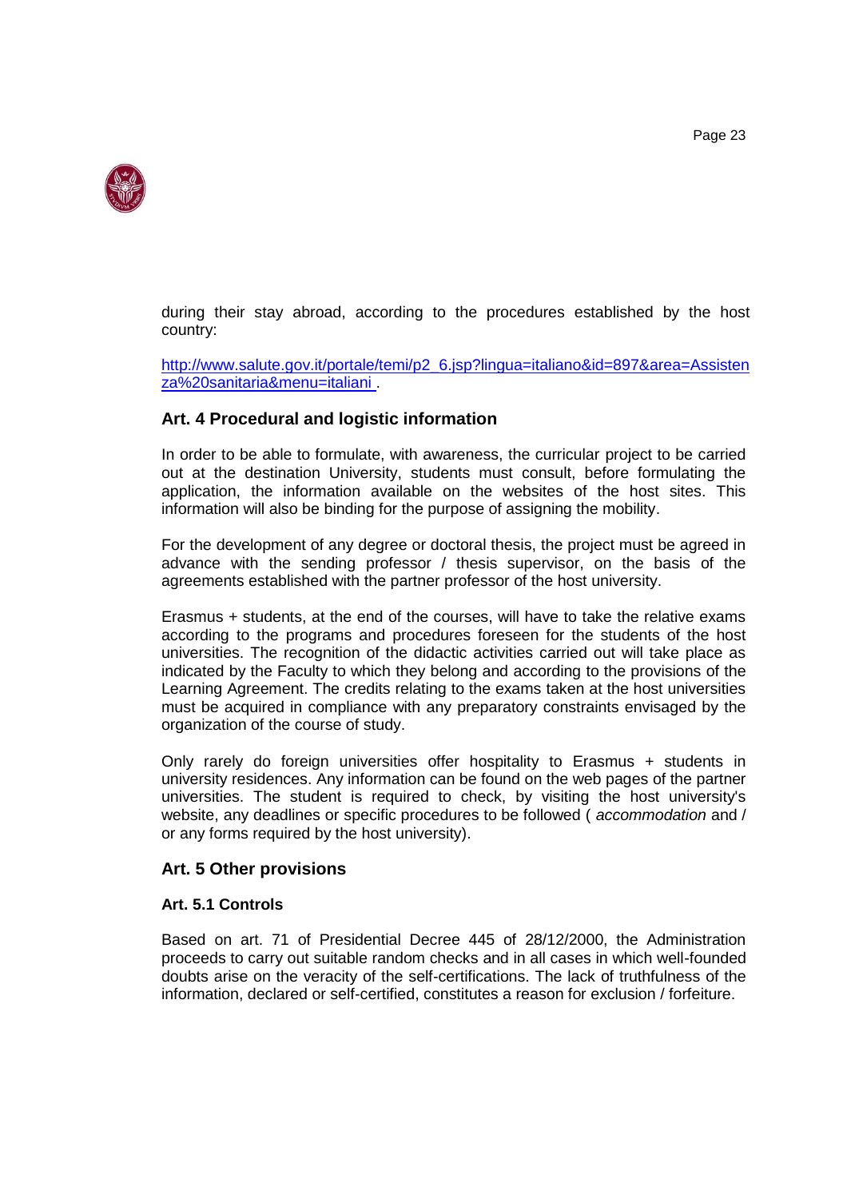during their stay abroad, according to the procedures established by the host country:

http://www.salute.gov.it/portale/temi/p2_6.jsp?lingua=italiano&id=897&area=Assistenza%20sanitaria&menu=italiani .

## Art. 4 Procedural and logistic information

In order to be able to formulate, with awareness, the curricular project to be carried out at the destination University, students must consult, before formulating the application, the information available on the websites of the host sites. This information will also be binding for the purpose of assigning the mobility.

For the development of any degree or doctoral thesis, the project must be agreed in advance with the sending professor / thesis supervisor, on the basis of the agreements established with the partner professor of the host university.

Erasmus + students, at the end of the courses, will have to take the relative exams according to the programs and procedures foreseen for the students of the host universities. The recognition of the didactic activities carried out will take place as indicated by the Faculty to which they belong and according to the provisions of the Learning Agreement. The credits relating to the exams taken at the host universities must be acquired in compliance with any preparatory constraints envisaged by the organization of the course of study.

Only rarely do foreign universities offer hospitality to Erasmus + students in university residences. Any information can be found on the web pages of the partner universities. The student is required to check, by visiting the host university's website, any deadlines or specific procedures to be followed ( *accommodation* and / or any forms required by the host university).

## Art. 5 Other provisions

### Art. 5.1 Controls

Based on art. 71 of Presidential Decree 445 of 28/12/2000, the Administration proceeds to carry out suitable random checks and in all cases in which well-founded doubts arise on the veracity of the self-certifications. The lack of truthfulness of the information, declared or self-certified, constitutes a reason for exclusion / forfeiture.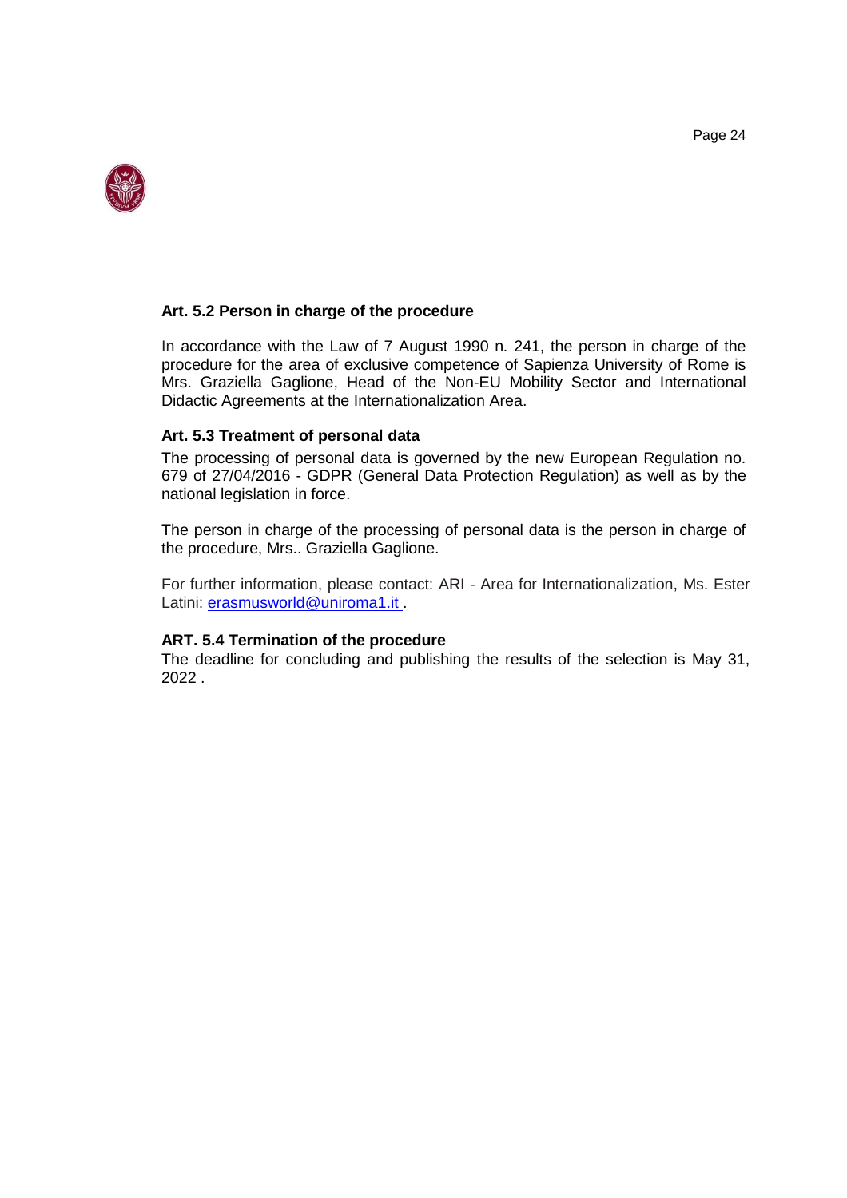### Art. 5.2 Person in charge of the procedure

In accordance with the Law of 7 August 1990 n. 241, the person in charge of the procedure for the area of exclusive competence of Sapienza University of Rome is Mrs. Graziella Gaglione, Head of the Non-EU Mobility Sector and International Didactic Agreements at the Internationalization Area.

### Art. 5.3 Treatment of personal data

The processing of personal data is governed by the new European Regulation no. 679 of 27/04/2016 - GDPR (General Data Protection Regulation) as well as by the national legislation in force.

The person in charge of the processing of personal data is the person in charge of the procedure, Mrs.. Graziella Gaglione.

For further information, please contact: ARI - Area for Internationalization, Ms. Ester Latini: erasmusworld@uniroma1.it .

### ART. 5.4 Termination of the procedure

The deadline for concluding and publishing the results of the selection is May 31, 2022 .